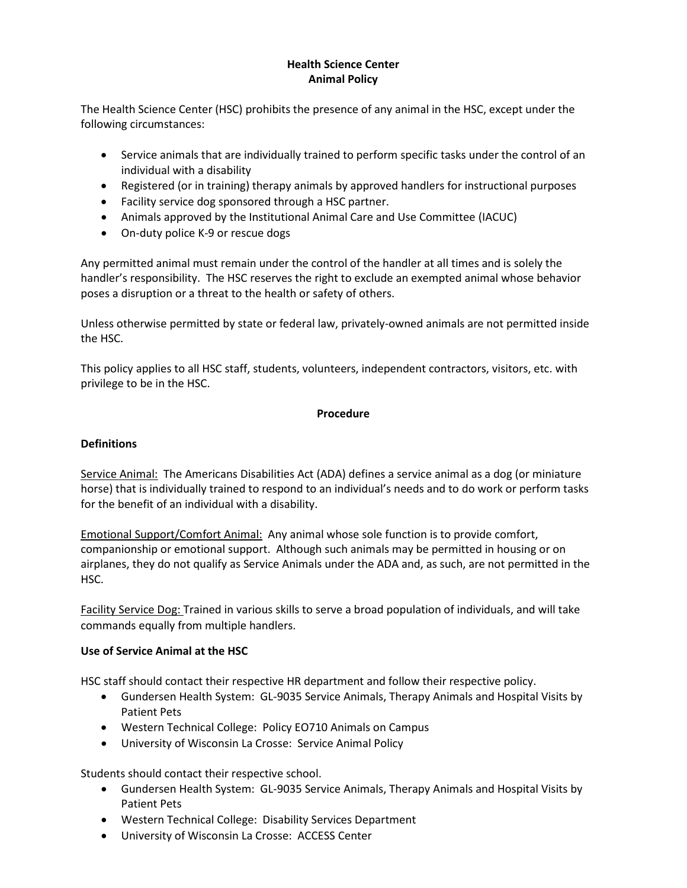# Health Science Center
# Animal Policy

The Health Science Center (HSC) prohibits the presence of any animal in the HSC, except under the following circumstances:

- Service animals that are individually trained to perform specific tasks under the control of an individual with a disability
- Registered (or in training) therapy animals by approved handlers for instructional purposes
- Facility service dog sponsored through a HSC partner.
- Animals approved by the Institutional Animal Care and Use Committee (IACUC)
- On-duty police K-9 or rescue dogs

Any permitted animal must remain under the control of the handler at all times and is solely the handler's responsibility. The HSC reserves the right to exclude an exempted animal whose behavior poses a disruption or a threat to the health or safety of others.

Unless otherwise permitted by state or federal law, privately-owned animals are not permitted inside the HSC.

This policy applies to all HSC staff, students, volunteers, independent contractors, visitors, etc. with privilege to be in the HSC.

## Procedure

### Definitions

Service Animal: The Americans Disabilities Act (ADA) defines a service animal as a dog (or miniature horse) that is individually trained to respond to an individual's needs and to do work or perform tasks for the benefit of an individual with a disability.

Emotional Support/Comfort Animal: Any animal whose sole function is to provide comfort, companionship or emotional support. Although such animals may be permitted in housing or on airplanes, they do not qualify as Service Animals under the ADA and, as such, are not permitted in the HSC.

Facility Service Dog: Trained in various skills to serve a broad population of individuals, and will take commands equally from multiple handlers.

### Use of Service Animal at the HSC

HSC staff should contact their respective HR department and follow their respective policy.

- Gundersen Health System: GL-9035 Service Animals, Therapy Animals and Hospital Visits by Patient Pets
- Western Technical College: Policy EO710 Animals on Campus
- University of Wisconsin La Crosse: Service Animal Policy

Students should contact their respective school.

- Gundersen Health System: GL-9035 Service Animals, Therapy Animals and Hospital Visits by Patient Pets
- Western Technical College: Disability Services Department
- University of Wisconsin La Crosse: ACCESS Center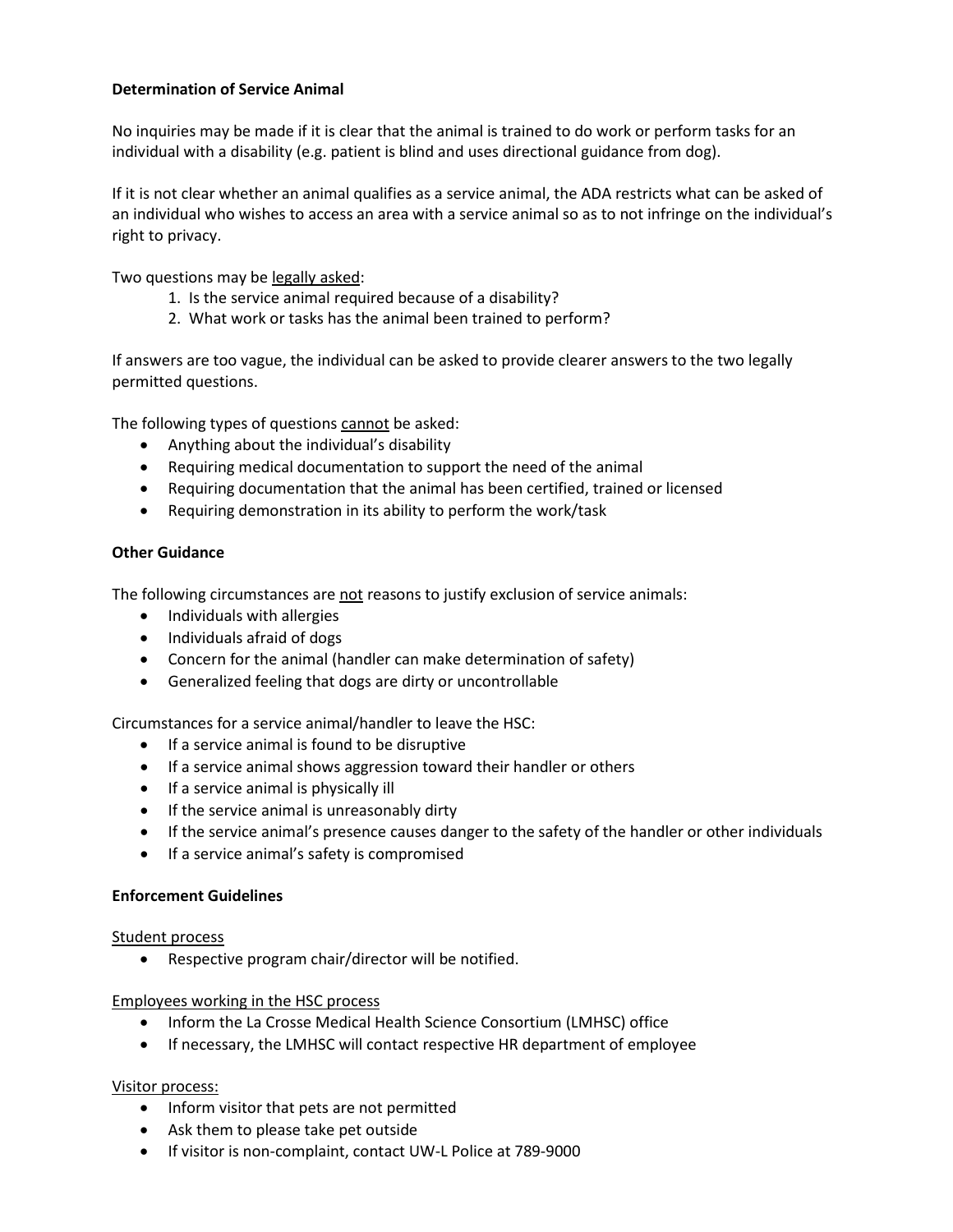**Determination of Service Animal**

No inquiries may be made if it is clear that the animal is trained to do work or perform tasks for an individual with a disability (e.g. patient is blind and uses directional guidance from dog).

If it is not clear whether an animal qualifies as a service animal, the ADA restricts what can be asked of an individual who wishes to access an area with a service animal so as to not infringe on the individual's right to privacy.

Two questions may be <u>legally asked</u>:

1. Is the service animal required because of a disability?
2. What work or tasks has the animal been trained to perform?

If answers are too vague, the individual can be asked to provide clearer answers to the two legally permitted questions.

The following types of questions <u>cannot</u> be asked:

- Anything about the individual's disability
- Requiring medical documentation to support the need of the animal
- Requiring documentation that the animal has been certified, trained or licensed
- Requiring demonstration in its ability to perform the work/task

**Other Guidance**

The following circumstances are <u>not</u> reasons to justify exclusion of service animals:

- Individuals with allergies
- Individuals afraid of dogs
- Concern for the animal (handler can make determination of safety)
- Generalized feeling that dogs are dirty or uncontrollable

Circumstances for a service animal/handler to leave the HSC:

- If a service animal is found to be disruptive
- If a service animal shows aggression toward their handler or others
- If a service animal is physically ill
- If the service animal is unreasonably dirty
- If the service animal's presence causes danger to the safety of the handler or other individuals
- If a service animal's safety is compromised

**Enforcement Guidelines**

<u>Student process</u>

- Respective program chair/director will be notified.

<u>Employees working in the HSC process</u>

- Inform the La Crosse Medical Health Science Consortium (LMHSC) office
- If necessary, the LMHSC will contact respective HR department of employee

<u>Visitor process:</u>

- Inform visitor that pets are not permitted
- Ask them to please take pet outside
- If visitor is non-complaint, contact UW-L Police at 789-9000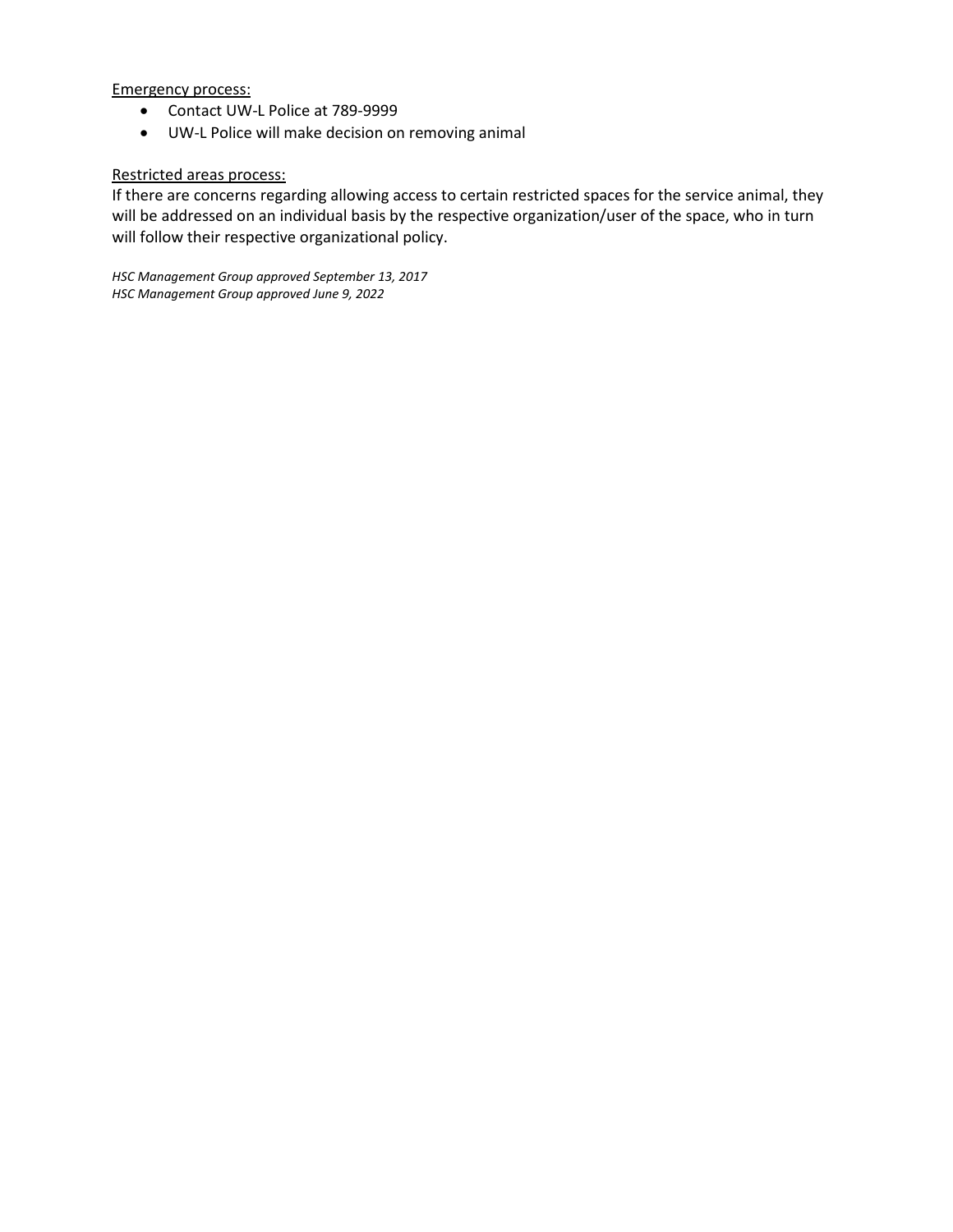Emergency process:

- Contact UW-L Police at 789-9999
- UW-L Police will make decision on removing animal

Restricted areas process:

If there are concerns regarding allowing access to certain restricted spaces for the service animal, they will be addressed on an individual basis by the respective organization/user of the space, who in turn will follow their respective organizational policy.

*HSC Management Group approved September 13, 2017*
*HSC Management Group approved June 9, 2022*